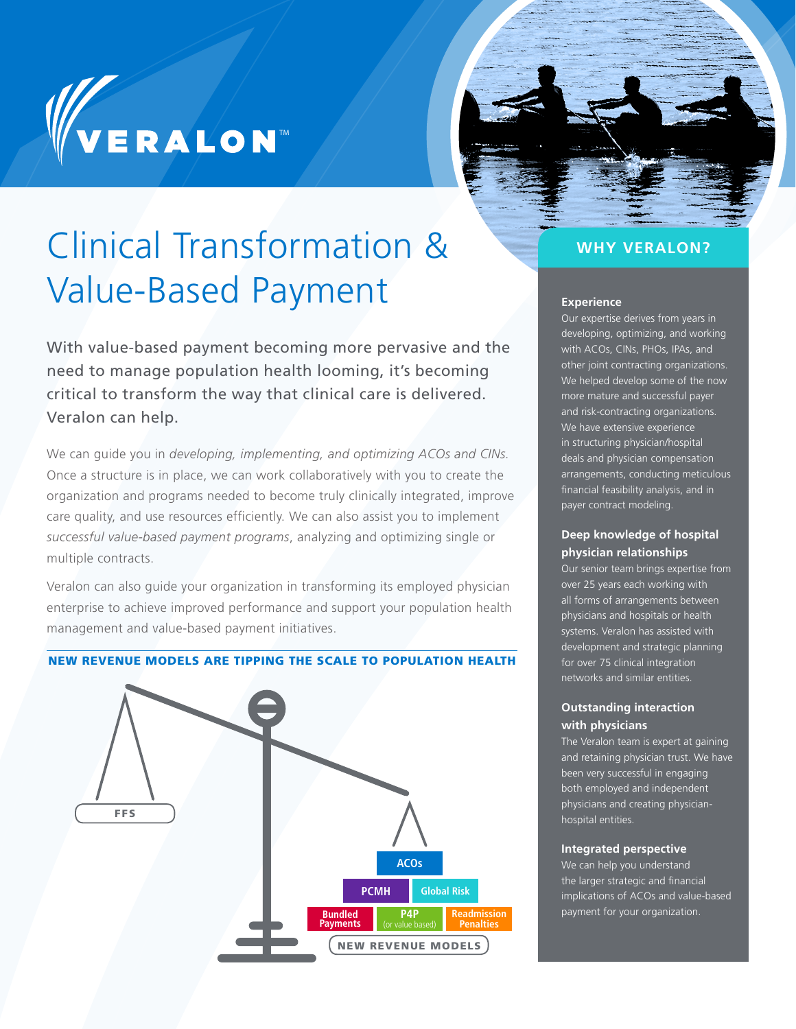VERALON™

# Clinical Transformation & Value-Based Payment

With value-based payment becoming more pervasive and the need to manage population health looming, it's becoming critical to transform the way that clinical care is delivered. Veralon can help.

We can guide you in *developing, implementing, and optimizing ACOs and CINs.* Once a structure is in place, we can work collaboratively with you to create the organization and programs needed to become truly clinically integrated, improve care quality, and use resources efficiently. We can also assist you to implement *successful value-based payment programs*, analyzing and optimizing single or multiple contracts.

Veralon can also guide your organization in transforming its employed physician enterprise to achieve improved performance and support your population health management and value-based payment initiatives.

**NEW REVENUE MODELS ARE TIPPING THE SCALE TO POPULATION HEALTH**

FFS

ACOs

PCMH | Global Risk

Bundled Payments | P4P (or value based) | Readmission Penalties

NEW REVENUE MODELS

## WHY VERALON?

**Experience**
Our expertise derives from years in developing, optimizing, and working with ACOs, CINs, PHOs, IPAs, and other joint contracting organizations. We helped develop some of the now more mature and successful payer and risk-contracting organizations. We have extensive experience in structuring physician/hospital deals and physician compensation arrangements, conducting meticulous financial feasibility analysis, and in payer contract modeling.

**Deep knowledge of hospital physician relationships**
Our senior team brings expertise from over 25 years each working with all forms of arrangements between physicians and hospitals or health systems. Veralon has assisted with development and strategic planning for over 75 clinical integration networks and similar entities.

**Outstanding interaction with physicians**
The Veralon team is expert at gaining and retaining physician trust. We have been very successful in engaging both employed and independent physicians and creating physician-hospital entities.

**Integrated perspective**
We can help you understand the larger strategic and financial implications of ACOs and value-based payment for your organization.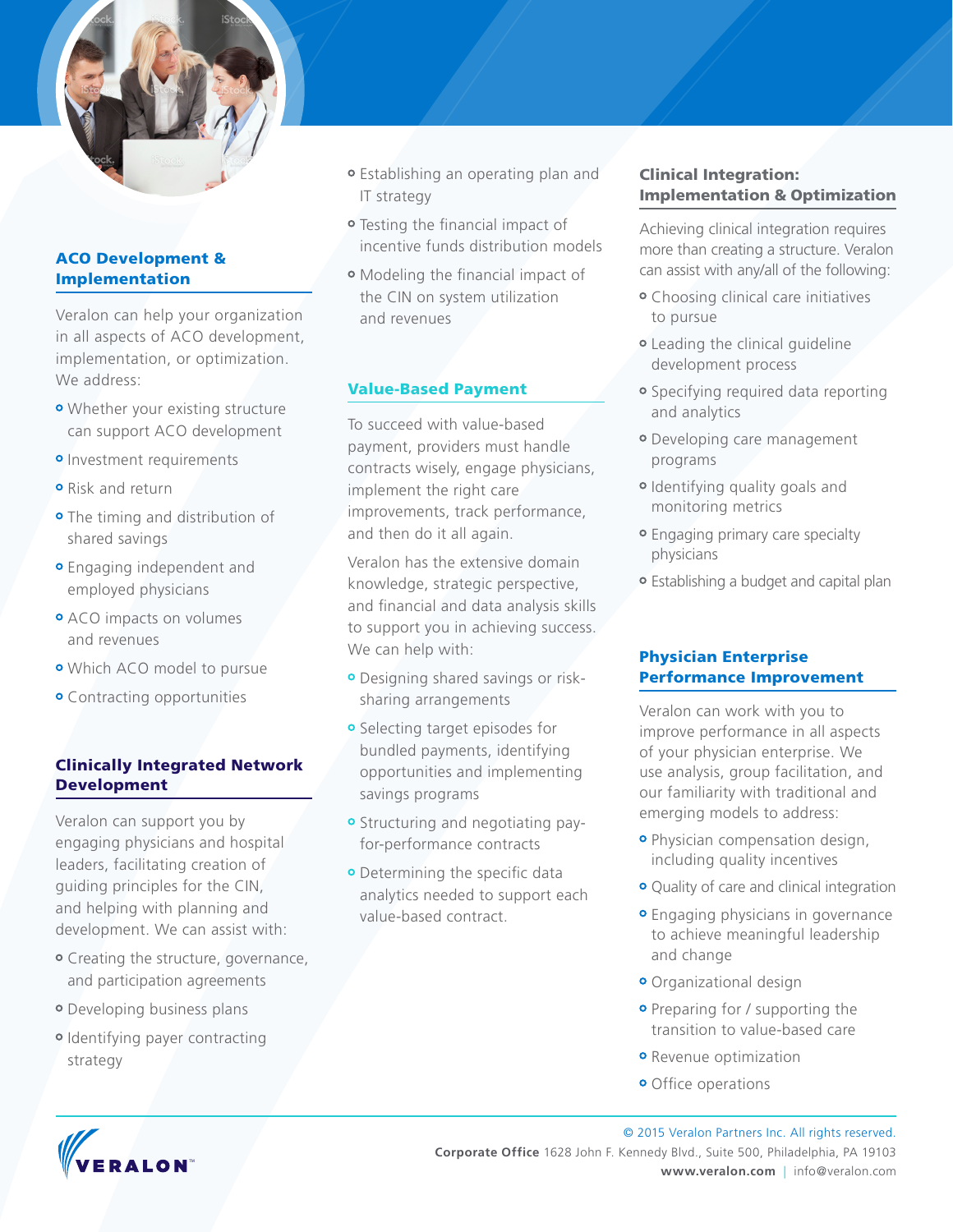## ACO Development & Implementation

Veralon can help your organization in all aspects of ACO development, implementation, or optimization. We address:

- Whether your existing structure can support ACO development
- Investment requirements
- Risk and return
- The timing and distribution of shared savings
- Engaging independent and employed physicians
- ACO impacts on volumes and revenues
- Which ACO model to pursue
- Contracting opportunities

## Clinically Integrated Network Development

Veralon can support you by engaging physicians and hospital leaders, facilitating creation of guiding principles for the CIN, and helping with planning and development. We can assist with:

- Creating the structure, governance, and participation agreements
- Developing business plans
- Identifying payer contracting strategy
- Establishing an operating plan and IT strategy
- Testing the financial impact of incentive funds distribution models
- Modeling the financial impact of the CIN on system utilization and revenues

## Value-Based Payment

To succeed with value-based payment, providers must handle contracts wisely, engage physicians, implement the right care improvements, track performance, and then do it all again.

Veralon has the extensive domain knowledge, strategic perspective, and financial and data analysis skills to support you in achieving success. We can help with:

- Designing shared savings or risk-sharing arrangements
- Selecting target episodes for bundled payments, identifying opportunities and implementing savings programs
- Structuring and negotiating pay-for-performance contracts
- Determining the specific data analytics needed to support each value-based contract.

## Clinical Integration: Implementation & Optimization

Achieving clinical integration requires more than creating a structure. Veralon can assist with any/all of the following:

- Choosing clinical care initiatives to pursue
- Leading the clinical guideline development process
- Specifying required data reporting and analytics
- Developing care management programs
- Identifying quality goals and monitoring metrics
- Engaging primary care specialty physicians
- Establishing a budget and capital plan

## Physician Enterprise Performance Improvement

Veralon can work with you to improve performance in all aspects of your physician enterprise. We use analysis, group facilitation, and our familiarity with traditional and emerging models to address:

- Physician compensation design, including quality incentives
- Quality of care and clinical integration
- Engaging physicians in governance to achieve meaningful leadership and change
- Organizational design
- Preparing for / supporting the transition to value-based care
- Revenue optimization
- Office operations

VERALON™

© 2015 Veralon Partners Inc. All rights reserved.
**Corporate Office** 1628 John F. Kennedy Blvd., Suite 500, Philadelphia, PA 19103
**www.veralon.com** | info@veralon.com